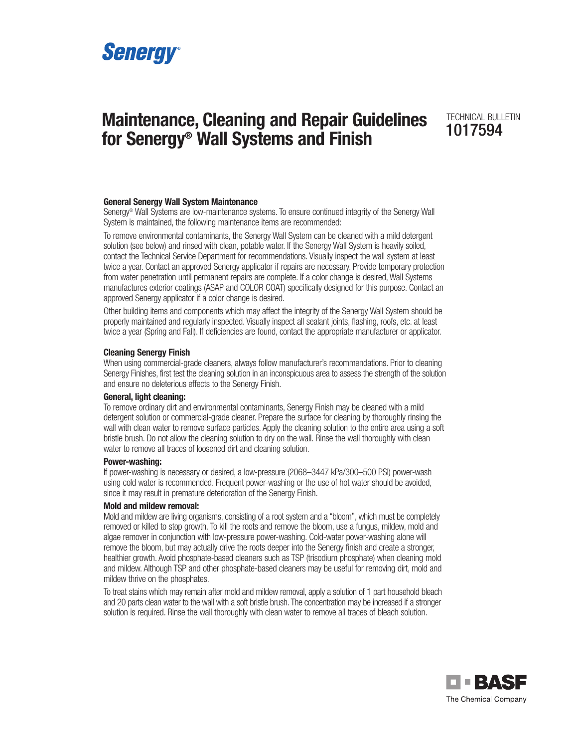Senergy®

# Maintenance, Cleaning and Repair Guidelines for Senergy® Wall Systems and Finish

TECHNICAL BULLETIN
1017594

### General Senergy Wall System Maintenance

Senergy® Wall Systems are low-maintenance systems. To ensure continued integrity of the Senergy Wall System is maintained, the following maintenance items are recommended:

To remove environmental contaminants, the Senergy Wall System can be cleaned with a mild detergent solution (see below) and rinsed with clean, potable water. If the Senergy Wall System is heavily soiled, contact the Technical Service Department for recommendations. Visually inspect the wall system at least twice a year. Contact an approved Senergy applicator if repairs are necessary. Provide temporary protection from water penetration until permanent repairs are complete. If a color change is desired, Wall Systems manufactures exterior coatings (ASAP and COLOR COAT) specifically designed for this purpose. Contact an approved Senergy applicator if a color change is desired.

Other building items and components which may affect the integrity of the Senergy Wall System should be properly maintained and regularly inspected. Visually inspect all sealant joints, flashing, roofs, etc. at least twice a year (Spring and Fall). If deficiencies are found, contact the appropriate manufacturer or applicator.

### Cleaning Senergy Finish

When using commercial-grade cleaners, always follow manufacturer's recommendations. Prior to cleaning Senergy Finishes, first test the cleaning solution in an inconspicuous area to assess the strength of the solution and ensure no deleterious effects to the Senergy Finish.

#### General, light cleaning:

To remove ordinary dirt and environmental contaminants, Senergy Finish may be cleaned with a mild detergent solution or commercial-grade cleaner. Prepare the surface for cleaning by thoroughly rinsing the wall with clean water to remove surface particles. Apply the cleaning solution to the entire area using a soft bristle brush. Do not allow the cleaning solution to dry on the wall. Rinse the wall thoroughly with clean water to remove all traces of loosened dirt and cleaning solution.

#### Power-washing:

If power-washing is necessary or desired, a low-pressure (2068–3447 kPa/300–500 PSI) power-wash using cold water is recommended. Frequent power-washing or the use of hot water should be avoided, since it may result in premature deterioration of the Senergy Finish.

#### Mold and mildew removal:

Mold and mildew are living organisms, consisting of a root system and a "bloom", which must be completely removed or killed to stop growth. To kill the roots and remove the bloom, use a fungus, mildew, mold and algae remover in conjunction with low-pressure power-washing. Cold-water power-washing alone will remove the bloom, but may actually drive the roots deeper into the Senergy finish and create a stronger, healthier growth. Avoid phosphate-based cleaners such as TSP (trisodium phosphate) when cleaning mold and mildew. Although TSP and other phosphate-based cleaners may be useful for removing dirt, mold and mildew thrive on the phosphates.

To treat stains which may remain after mold and mildew removal, apply a solution of 1 part household bleach and 20 parts clean water to the wall with a soft bristle brush. The concentration may be increased if a stronger solution is required. Rinse the wall thoroughly with clean water to remove all traces of bleach solution.

BASF
The Chemical Company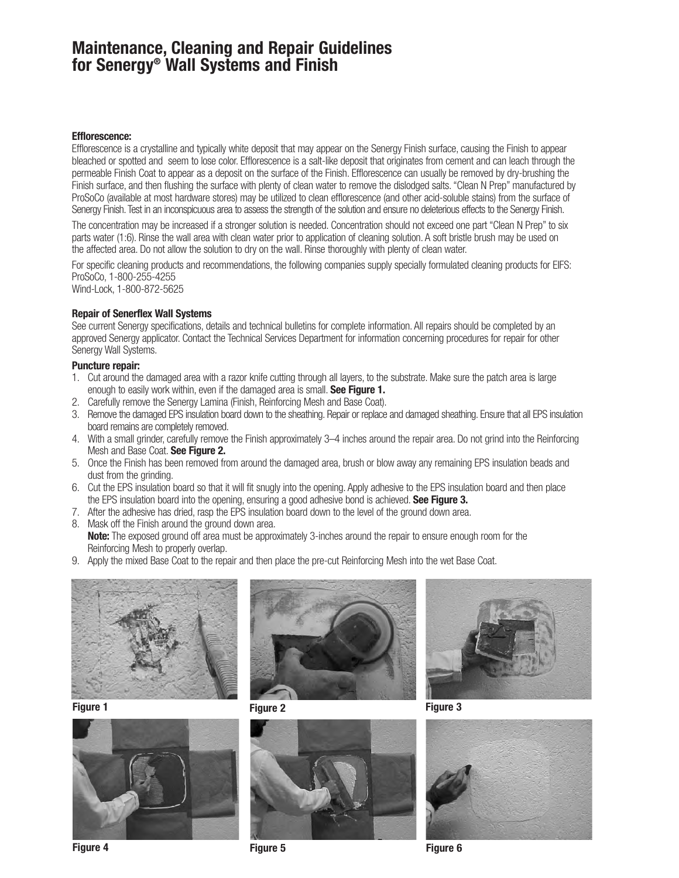# Maintenance, Cleaning and Repair Guidelines for Senergy® Wall Systems and Finish

**Efflorescence:**

Efflorescence is a crystalline and typically white deposit that may appear on the Senergy Finish surface, causing the Finish to appear bleached or spotted and seem to lose color. Efflorescence is a salt-like deposit that originates from cement and can leach through the permeable Finish Coat to appear as a deposit on the surface of the Finish. Efflorescence can usually be removed by dry-brushing the Finish surface, and then flushing the surface with plenty of clean water to remove the dislodged salts. "Clean N Prep" manufactured by ProSoCo (available at most hardware stores) may be utilized to clean efflorescence (and other acid-soluble stains) from the surface of Senergy Finish. Test in an inconspicuous area to assess the strength of the solution and ensure no deleterious effects to the Senergy Finish.

The concentration may be increased if a stronger solution is needed. Concentration should not exceed one part "Clean N Prep" to six parts water (1:6). Rinse the wall area with clean water prior to application of cleaning solution. A soft bristle brush may be used on the affected area. Do not allow the solution to dry on the wall. Rinse thoroughly with plenty of clean water.

For specific cleaning products and recommendations, the following companies supply specially formulated cleaning products for EIFS:
ProSoCo, 1-800-255-4255
Wind-Lock, 1-800-872-5625

**Repair of Senerflex Wall Systems**

See current Senergy specifications, details and technical bulletins for complete information. All repairs should be completed by an approved Senergy applicator. Contact the Technical Services Department for information concerning procedures for repair for other Senergy Wall Systems.

**Puncture repair:**

1. Cut around the damaged area with a razor knife cutting through all layers, to the substrate. Make sure the patch area is large enough to easily work within, even if the damaged area is small. **See Figure 1.**
2. Carefully remove the Senergy Lamina (Finish, Reinforcing Mesh and Base Coat).
3. Remove the damaged EPS insulation board down to the sheathing. Repair or replace and damaged sheathing. Ensure that all EPS insulation board remains are completely removed.
4. With a small grinder, carefully remove the Finish approximately 3–4 inches around the repair area. Do not grind into the Reinforcing Mesh and Base Coat. **See Figure 2.**
5. Once the Finish has been removed from around the damaged area, brush or blow away any remaining EPS insulation beads and dust from the grinding.
6. Cut the EPS insulation board so that it will fit snugly into the opening. Apply adhesive to the EPS insulation board and then place the EPS insulation board into the opening, ensuring a good adhesive bond is achieved. **See Figure 3.**
7. After the adhesive has dried, rasp the EPS insulation board down to the level of the ground down area.
8. Mask off the Finish around the ground down area.
   **Note:** The exposed ground off area must be approximately 3-inches around the repair to ensure enough room for the Reinforcing Mesh to properly overlap.
9. Apply the mixed Base Coat to the repair and then place the pre-cut Reinforcing Mesh into the wet Base Coat.

**Figure 1**

**Figure 2**

**Figure 3**

**Figure 4**

**Figure 5**

**Figure 6**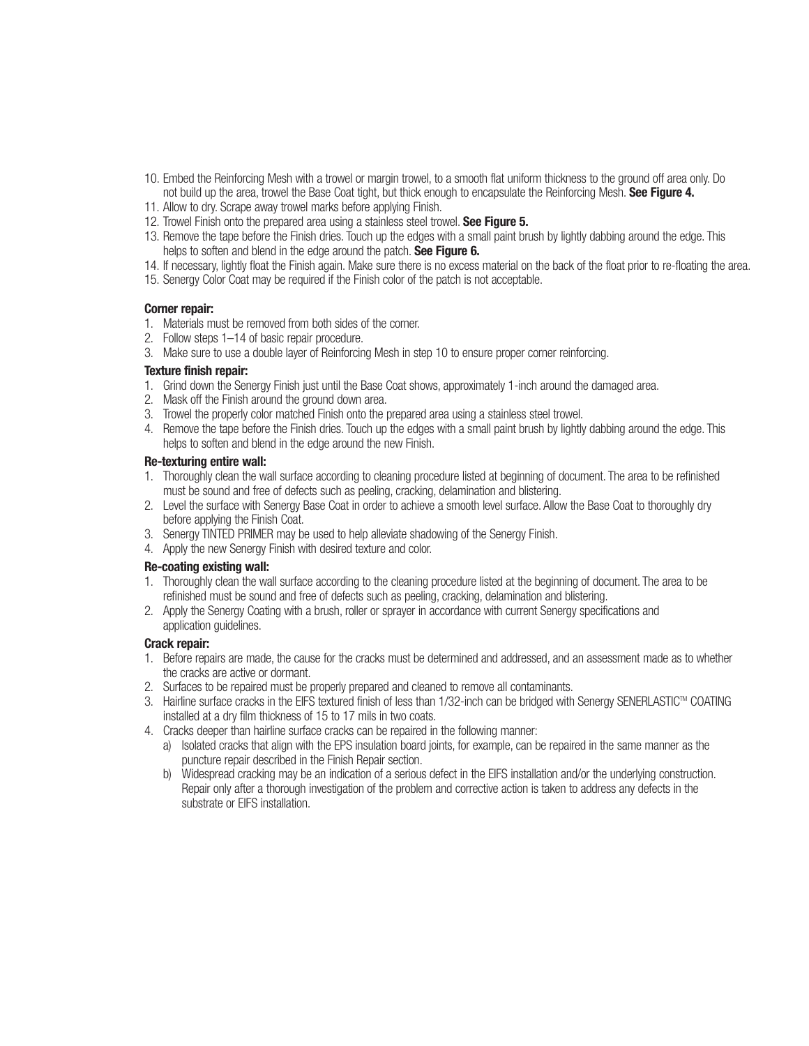10. Embed the Reinforcing Mesh with a trowel or margin trowel, to a smooth flat uniform thickness to the ground off area only. Do not build up the area, trowel the Base Coat tight, but thick enough to encapsulate the Reinforcing Mesh. **See Figure 4.**
11. Allow to dry. Scrape away trowel marks before applying Finish.
12. Trowel Finish onto the prepared area using a stainless steel trowel. **See Figure 5.**
13. Remove the tape before the Finish dries. Touch up the edges with a small paint brush by lightly dabbing around the edge. This helps to soften and blend in the edge around the patch. **See Figure 6.**
14. If necessary, lightly float the Finish again. Make sure there is no excess material on the back of the float prior to re-floating the area.
15. Senergy Color Coat may be required if the Finish color of the patch is not acceptable.

**Corner repair:**

1. Materials must be removed from both sides of the corner.
2. Follow steps 1–14 of basic repair procedure.
3. Make sure to use a double layer of Reinforcing Mesh in step 10 to ensure proper corner reinforcing.

**Texture finish repair:**

1. Grind down the Senergy Finish just until the Base Coat shows, approximately 1-inch around the damaged area.
2. Mask off the Finish around the ground down area.
3. Trowel the properly color matched Finish onto the prepared area using a stainless steel trowel.
4. Remove the tape before the Finish dries. Touch up the edges with a small paint brush by lightly dabbing around the edge. This helps to soften and blend in the edge around the new Finish.

**Re-texturing entire wall:**

1. Thoroughly clean the wall surface according to cleaning procedure listed at beginning of document. The area to be refinished must be sound and free of defects such as peeling, cracking, delamination and blistering.
2. Level the surface with Senergy Base Coat in order to achieve a smooth level surface. Allow the Base Coat to thoroughly dry before applying the Finish Coat.
3. Senergy TINTED PRIMER may be used to help alleviate shadowing of the Senergy Finish.
4. Apply the new Senergy Finish with desired texture and color.

**Re-coating existing wall:**

1. Thoroughly clean the wall surface according to the cleaning procedure listed at the beginning of document. The area to be refinished must be sound and free of defects such as peeling, cracking, delamination and blistering.
2. Apply the Senergy Coating with a brush, roller or sprayer in accordance with current Senergy specifications and application guidelines.

**Crack repair:**

1. Before repairs are made, the cause for the cracks must be determined and addressed, and an assessment made as to whether the cracks are active or dormant.
2. Surfaces to be repaired must be properly prepared and cleaned to remove all contaminants.
3. Hairline surface cracks in the EIFS textured finish of less than 1/32-inch can be bridged with Senergy SENERLASTIC™ COATING installed at a dry film thickness of 15 to 17 mils in two coats.
4. Cracks deeper than hairline surface cracks can be repaired in the following manner:
   a) Isolated cracks that align with the EPS insulation board joints, for example, can be repaired in the same manner as the puncture repair described in the Finish Repair section.
   b) Widespread cracking may be an indication of a serious defect in the EIFS installation and/or the underlying construction. Repair only after a thorough investigation of the problem and corrective action is taken to address any defects in the substrate or EIFS installation.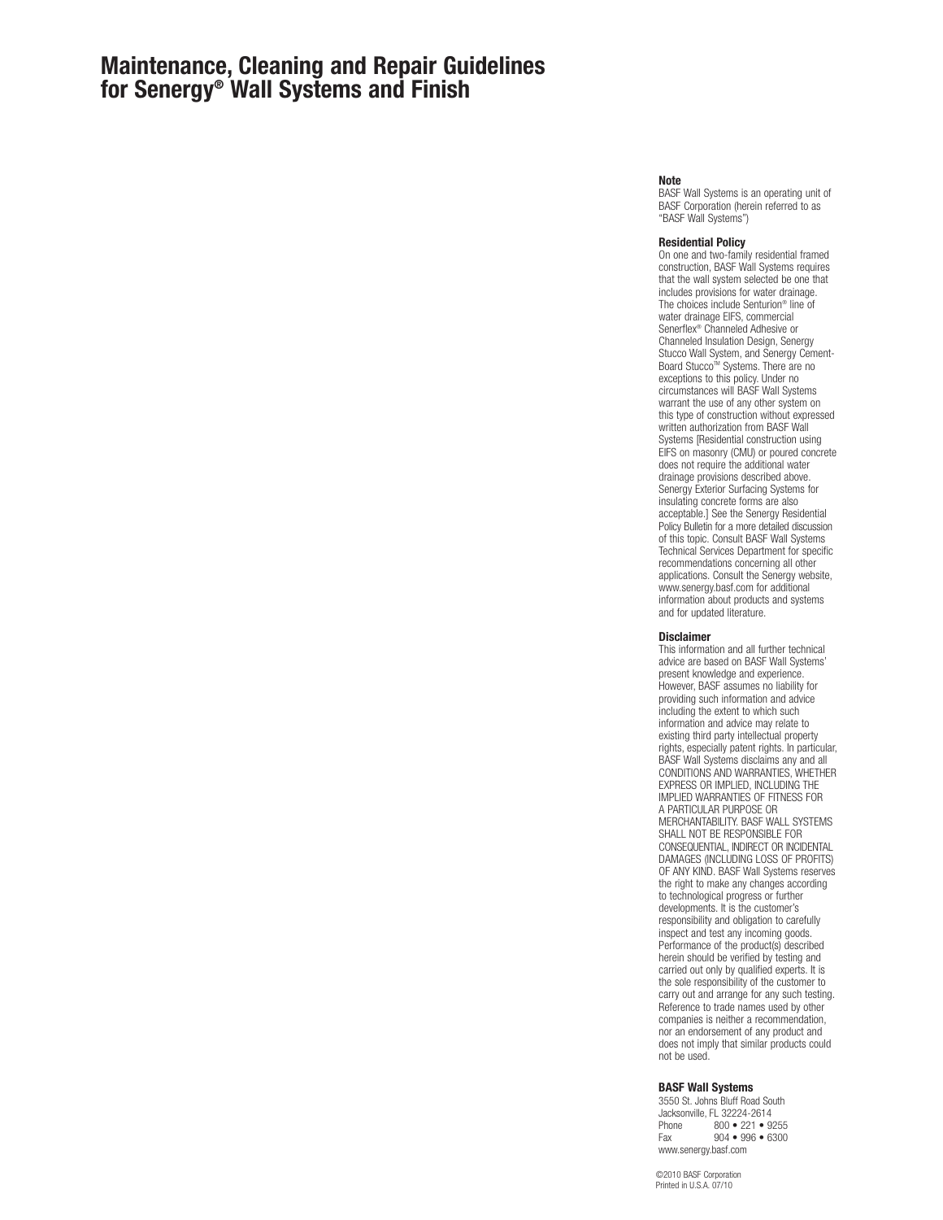# Maintenance, Cleaning and Repair Guidelines for Senergy® Wall Systems and Finish

**Note**

BASF Wall Systems is an operating unit of BASF Corporation (herein referred to as "BASF Wall Systems")

**Residential Policy**

On one and two-family residential framed construction, BASF Wall Systems requires that the wall system selected be one that includes provisions for water drainage. The choices include Senturion® line of water drainage EIFS, commercial Senerflex® Channeled Adhesive or Channeled Insulation Design, Senergy Stucco Wall System, and Senergy Cement-Board Stucco™ Systems. There are no exceptions to this policy. Under no circumstances will BASF Wall Systems warrant the use of any other system on this type of construction without expressed written authorization from BASF Wall Systems [Residential construction using EIFS on masonry (CMU) or poured concrete does not require the additional water drainage provisions described above. Senergy Exterior Surfacing Systems for insulating concrete forms are also acceptable.] See the Senergy Residential Policy Bulletin for a more detailed discussion of this topic. Consult BASF Wall Systems Technical Services Department for specific recommendations concerning all other applications. Consult the Senergy website, www.senergy.basf.com for additional information about products and systems and for updated literature.

**Disclaimer**

This information and all further technical advice are based on BASF Wall Systems' present knowledge and experience. However, BASF assumes no liability for providing such information and advice including the extent to which such information and advice may relate to existing third party intellectual property rights, especially patent rights. In particular, BASF Wall Systems disclaims any and all CONDITIONS AND WARRANTIES, WHETHER EXPRESS OR IMPLIED, INCLUDING THE IMPLIED WARRANTIES OF FITNESS FOR A PARTICULAR PURPOSE OR MERCHANTABILITY. BASF WALL SYSTEMS SHALL NOT BE RESPONSIBLE FOR CONSEQUENTIAL, INDIRECT OR INCIDENTAL DAMAGES (INCLUDING LOSS OF PROFITS) OF ANY KIND. BASF Wall Systems reserves the right to make any changes according to technological progress or further developments. It is the customer's responsibility and obligation to carefully inspect and test any incoming goods. Performance of the product(s) described herein should be verified by testing and carried out only by qualified experts. It is the sole responsibility of the customer to carry out and arrange for any such testing. Reference to trade names used by other companies is neither a recommendation, nor an endorsement of any product and does not imply that similar products could not be used.

**BASF Wall Systems**

3550 St. Johns Bluff Road South
Jacksonville, FL 32224-2614
Phone 800 • 221 • 9255
Fax 904 • 996 • 6300
www.senergy.basf.com

©2010 BASF Corporation
Printed in U.S.A. 07/10